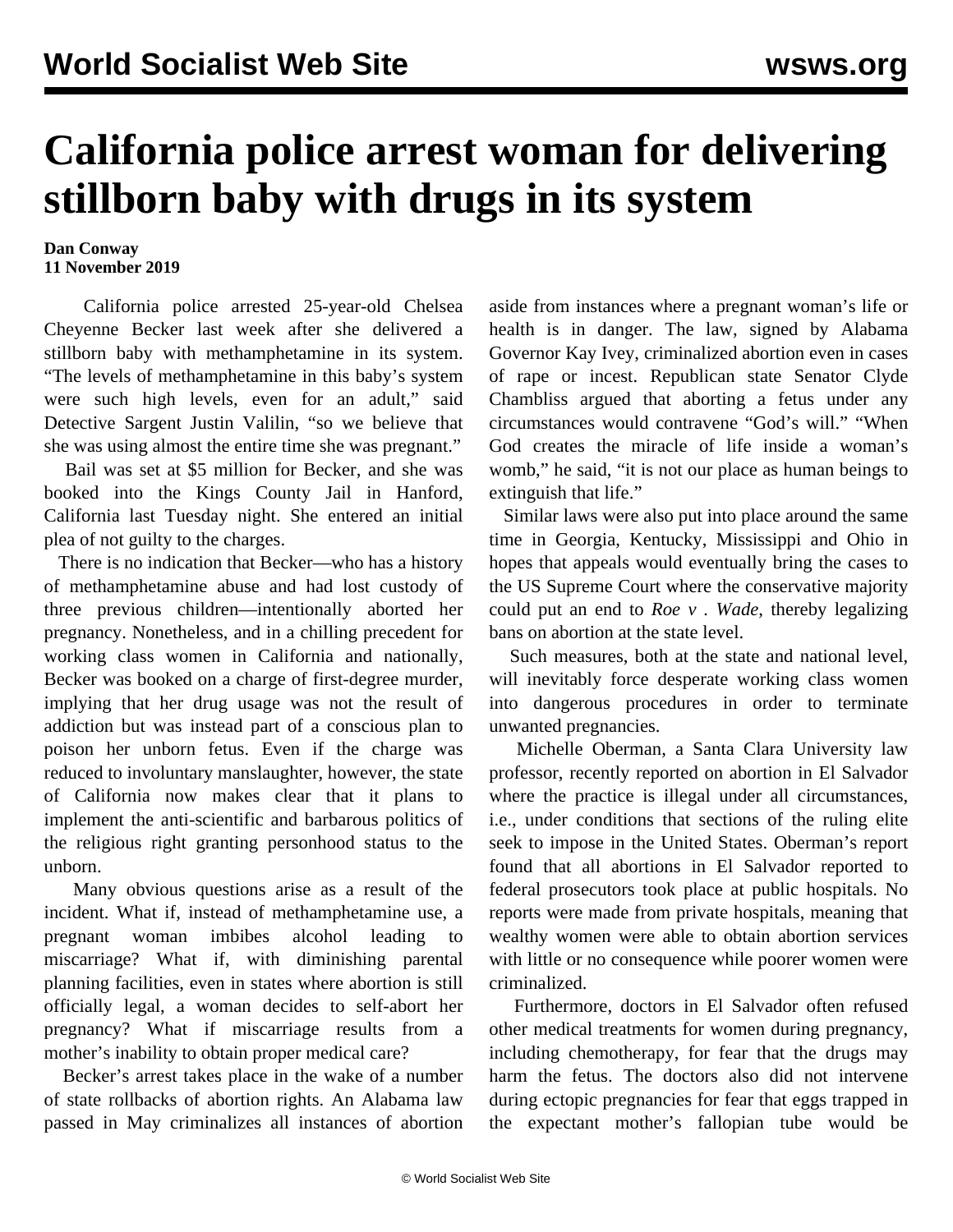# California police arrest woman for delivering stillborn baby with drugs in its system

**Dan Conway**
**11 November 2019**

California police arrested 25-year-old Chelsea Cheyenne Becker last week after she delivered a stillborn baby with methamphetamine in its system. "The levels of methamphetamine in this baby's system were such high levels, even for an adult," said Detective Sargent Justin Valilin, "so we believe that she was using almost the entire time she was pregnant."

Bail was set at $5 million for Becker, and she was booked into the Kings County Jail in Hanford, California last Tuesday night. She entered an initial plea of not guilty to the charges.

There is no indication that Becker—who has a history of methamphetamine abuse and had lost custody of three previous children—intentionally aborted her pregnancy. Nonetheless, and in a chilling precedent for working class women in California and nationally, Becker was booked on a charge of first-degree murder, implying that her drug usage was not the result of addiction but was instead part of a conscious plan to poison her unborn fetus. Even if the charge was reduced to involuntary manslaughter, however, the state of California now makes clear that it plans to implement the anti-scientific and barbarous politics of the religious right granting personhood status to the unborn.

Many obvious questions arise as a result of the incident. What if, instead of methamphetamine use, a pregnant woman imbibes alcohol leading to miscarriage? What if, with diminishing parental planning facilities, even in states where abortion is still officially legal, a woman decides to self-abort her pregnancy? What if miscarriage results from a mother's inability to obtain proper medical care?

Becker's arrest takes place in the wake of a number of state rollbacks of abortion rights. An Alabama law passed in May criminalizes all instances of abortion aside from instances where a pregnant woman's life or health is in danger. The law, signed by Alabama Governor Kay Ivey, criminalized abortion even in cases of rape or incest. Republican state Senator Clyde Chambliss argued that aborting a fetus under any circumstances would contravene "God's will." "When God creates the miracle of life inside a woman's womb," he said, "it is not our place as human beings to extinguish that life."

Similar laws were also put into place around the same time in Georgia, Kentucky, Mississippi and Ohio in hopes that appeals would eventually bring the cases to the US Supreme Court where the conservative majority could put an end to *Roe v . Wade*, thereby legalizing bans on abortion at the state level.

Such measures, both at the state and national level, will inevitably force desperate working class women into dangerous procedures in order to terminate unwanted pregnancies.

Michelle Oberman, a Santa Clara University law professor, recently reported on abortion in El Salvador where the practice is illegal under all circumstances, i.e., under conditions that sections of the ruling elite seek to impose in the United States. Oberman's report found that all abortions in El Salvador reported to federal prosecutors took place at public hospitals. No reports were made from private hospitals, meaning that wealthy women were able to obtain abortion services with little or no consequence while poorer women were criminalized.

Furthermore, doctors in El Salvador often refused other medical treatments for women during pregnancy, including chemotherapy, for fear that the drugs may harm the fetus. The doctors also did not intervene during ectopic pregnancies for fear that eggs trapped in the expectant mother's fallopian tube would be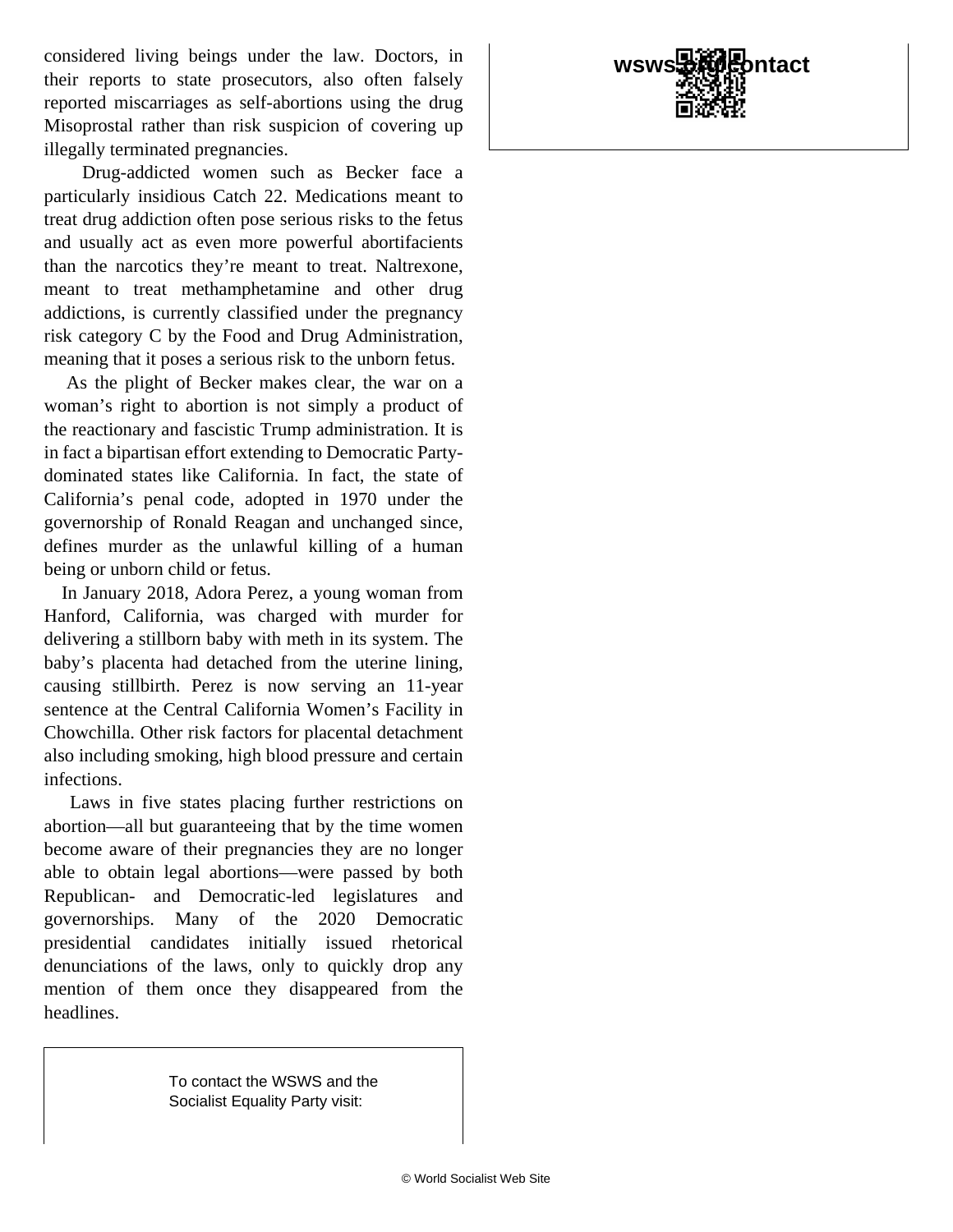considered living beings under the law. Doctors, in their reports to state prosecutors, also often falsely reported miscarriages as self-abortions using the drug Misoprostal rather than risk suspicion of covering up illegally terminated pregnancies.

Drug-addicted women such as Becker face a particularly insidious Catch 22. Medications meant to treat drug addiction often pose serious risks to the fetus and usually act as even more powerful abortifacients than the narcotics they're meant to treat. Naltrexone, meant to treat methamphetamine and other drug addictions, is currently classified under the pregnancy risk category C by the Food and Drug Administration, meaning that it poses a serious risk to the unborn fetus.

As the plight of Becker makes clear, the war on a woman's right to abortion is not simply a product of the reactionary and fascistic Trump administration. It is in fact a bipartisan effort extending to Democratic Party-dominated states like California. In fact, the state of California's penal code, adopted in 1970 under the governorship of Ronald Reagan and unchanged since, defines murder as the unlawful killing of a human being or unborn child or fetus.

In January 2018, Adora Perez, a young woman from Hanford, California, was charged with murder for delivering a stillborn baby with meth in its system. The baby's placenta had detached from the uterine lining, causing stillbirth. Perez is now serving an 11-year sentence at the Central California Women's Facility in Chowchilla. Other risk factors for placental detachment also including smoking, high blood pressure and certain infections.

Laws in five states placing further restrictions on abortion—all but guaranteeing that by the time women become aware of their pregnancies they are no longer able to obtain legal abortions—were passed by both Republican- and Democratic-led legislatures and governorships. Many of the 2020 Democratic presidential candidates initially issued rhetorical denunciations of the laws, only to quickly drop any mention of them once they disappeared from the headlines.

To contact the WSWS and the Socialist Equality Party visit:

wsws.org/contact